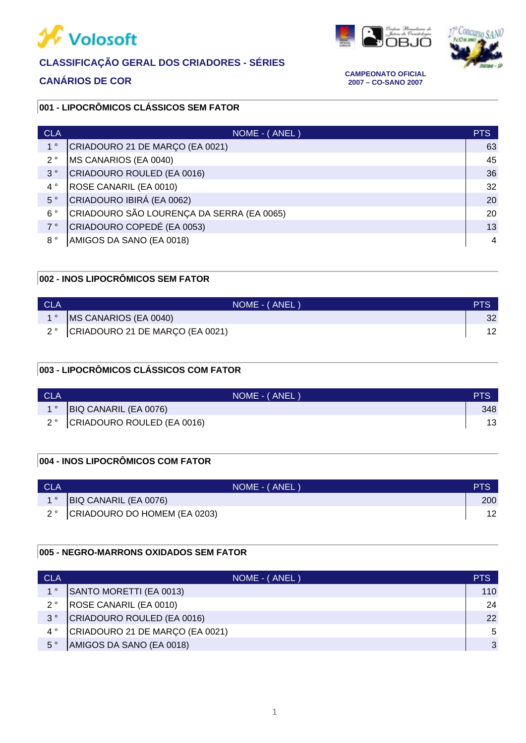Volosoft

# CLASSIFICAÇÃO GERAL DOS CRIADORES - SÉRIES

## CANÁRIOS DE COR

**CAMPEONATO OFICIAL**
**2007 – CO-SANO 2007**

### 001 - LIPOCRÔMICOS CLÁSSICOS SEM FATOR

| CLA | NOME - ( ANEL ) | PTS |
|---|---|---|
| 1 ° | CRIADOURO 21 DE MARÇO (EA 0021) | 63 |
| 2 ° | MS CANARIOS (EA 0040) | 45 |
| 3 ° | CRIADOURO ROULED (EA 0016) | 36 |
| 4 ° | ROSE CANARIL (EA 0010) | 32 |
| 5 ° | CRIADOURO IBIRÁ (EA 0062) | 20 |
| 6 ° | CRIADOURO SÃO LOURENÇA DA SERRA (EA 0065) | 20 |
| 7 ° | CRIADOURO COPEDÉ (EA 0053) | 13 |
| 8 ° | AMIGOS DA SANO (EA 0018) | 4 |

### 002 - INOS LIPOCRÔMICOS SEM FATOR

| CLA | NOME - ( ANEL ) | PTS |
|---|---|---|
| 1 ° | MS CANARIOS (EA 0040) | 32 |
| 2 ° | CRIADOURO 21 DE MARÇO (EA 0021) | 12 |

### 003 - LIPOCRÔMICOS CLÁSSICOS COM FATOR

| CLA | NOME - ( ANEL ) | PTS |
|---|---|---|
| 1 ° | BIQ CANARIL (EA 0076) | 348 |
| 2 ° | CRIADOURO ROULED (EA 0016) | 13 |

### 004 - INOS LIPOCRÔMICOS COM FATOR

| CLA | NOME - ( ANEL ) | PTS |
|---|---|---|
| 1 ° | BIQ CANARIL (EA 0076) | 200 |
| 2 ° | CRIADOURO DO HOMEM (EA 0203) | 12 |

### 005 - NEGRO-MARRONS OXIDADOS SEM FATOR

| CLA | NOME - ( ANEL ) | PTS |
|---|---|---|
| 1 ° | SANTO MORETTI (EA 0013) | 110 |
| 2 ° | ROSE CANARIL (EA 0010) | 24 |
| 3 ° | CRIADOURO ROULED (EA 0016) | 22 |
| 4 ° | CRIADOURO 21 DE MARÇO (EA 0021) | 5 |
| 5 ° | AMIGOS DA SANO (EA 0018) | 3 |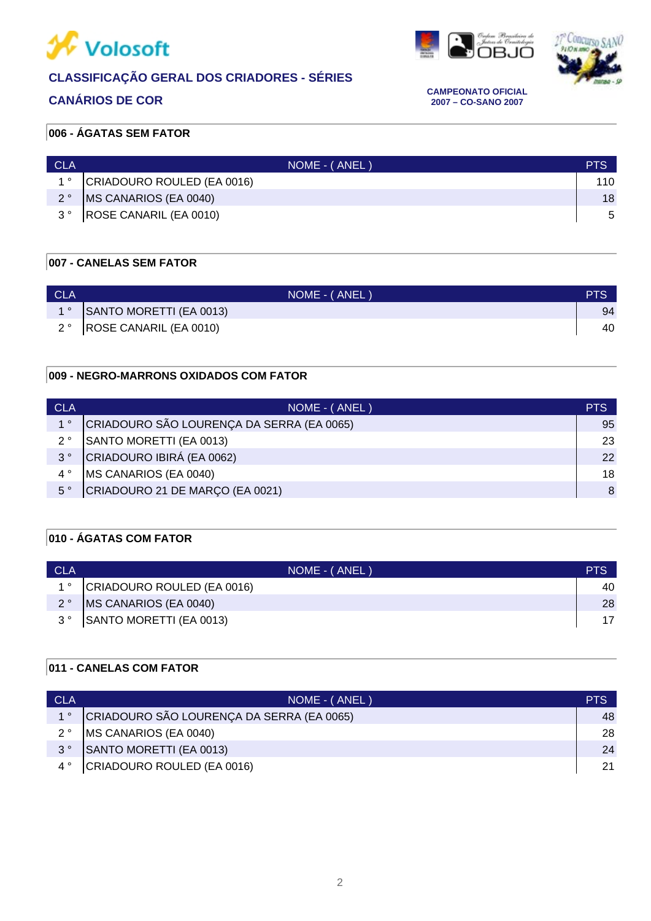Volosoft

## CLASSIFICAÇÃO GERAL DOS CRIADORES - SÉRIES

## CANÁRIOS DE COR

**CAMPEONATO OFICIAL**
**2007 – CO-SANO 2007**

### 006 - ÁGATAS SEM FATOR

| CLA | NOME - ( ANEL ) | PTS |
|---|---|---|
| 1 ° | CRIADOURO ROULED (EA 0016) | 110 |
| 2 ° | MS CANARIOS (EA 0040) | 18 |
| 3 ° | ROSE CANARIL (EA 0010) | 5 |

### 007 - CANELAS SEM FATOR

| CLA | NOME - ( ANEL ) | PTS |
|---|---|---|
| 1 ° | SANTO MORETTI (EA 0013) | 94 |
| 2 ° | ROSE CANARIL (EA 0010) | 40 |

### 009 - NEGRO-MARRONS OXIDADOS COM FATOR

| CLA | NOME - ( ANEL ) | PTS |
|---|---|---|
| 1 ° | CRIADOURO SÃO LOURENÇA DA SERRA (EA 0065) | 95 |
| 2 ° | SANTO MORETTI (EA 0013) | 23 |
| 3 ° | CRIADOURO IBIRÁ (EA 0062) | 22 |
| 4 ° | MS CANARIOS (EA 0040) | 18 |
| 5 ° | CRIADOURO 21 DE MARÇO (EA 0021) | 8 |

### 010 - ÁGATAS COM FATOR

| CLA | NOME - ( ANEL ) | PTS |
|---|---|---|
| 1 ° | CRIADOURO ROULED (EA 0016) | 40 |
| 2 ° | MS CANARIOS (EA 0040) | 28 |
| 3 ° | SANTO MORETTI (EA 0013) | 17 |

### 011 - CANELAS COM FATOR

| CLA | NOME - ( ANEL ) | PTS |
|---|---|---|
| 1 ° | CRIADOURO SÃO LOURENÇA DA SERRA (EA 0065) | 48 |
| 2 ° | MS CANARIOS (EA 0040) | 28 |
| 3 ° | SANTO MORETTI (EA 0013) | 24 |
| 4 ° | CRIADOURO ROULED (EA 0016) | 21 |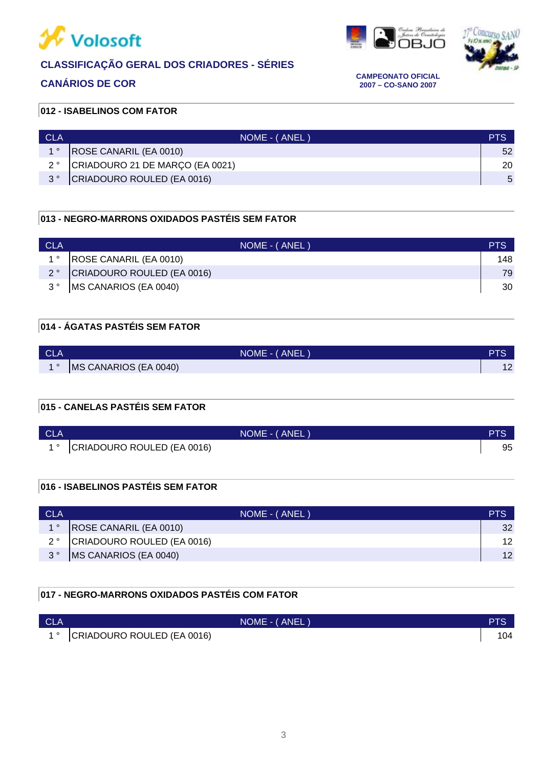**Volosoft**

## CLASSIFICAÇÃO GERAL DOS CRIADORES - SÉRIES

## CANÁRIOS DE COR

**CAMPEONATO OFICIAL**
**2007 – CO-SANO 2007**

### 012 - ISABELINOS COM FATOR

| CLA | NOME - ( ANEL ) | PTS |
|---|---|---|
| 1 ° | ROSE CANARIL (EA 0010) | 52 |
| 2 ° | CRIADOURO 21 DE MARÇO (EA 0021) | 20 |
| 3 ° | CRIADOURO ROULED (EA 0016) | 5 |

### 013 - NEGRO-MARRONS OXIDADOS PASTÉIS SEM FATOR

| CLA | NOME - ( ANEL ) | PTS |
|---|---|---|
| 1 ° | ROSE CANARIL (EA 0010) | 148 |
| 2 ° | CRIADOURO ROULED (EA 0016) | 79 |
| 3 ° | MS CANARIOS (EA 0040) | 30 |

### 014 - ÁGATAS PASTÉIS SEM FATOR

| CLA | NOME - ( ANEL ) | PTS |
|---|---|---|
| 1 ° | MS CANARIOS (EA 0040) | 12 |

### 015 - CANELAS PASTÉIS SEM FATOR

| CLA | NOME - ( ANEL ) | PTS |
|---|---|---|
| 1 ° | CRIADOURO ROULED (EA 0016) | 95 |

### 016 - ISABELINOS PASTÉIS SEM FATOR

| CLA | NOME - ( ANEL ) | PTS |
|---|---|---|
| 1 ° | ROSE CANARIL (EA 0010) | 32 |
| 2 ° | CRIADOURO ROULED (EA 0016) | 12 |
| 3 ° | MS CANARIOS (EA 0040) | 12 |

### 017 - NEGRO-MARRONS OXIDADOS PASTÉIS COM FATOR

| CLA | NOME - ( ANEL ) | PTS |
|---|---|---|
| 1 ° | CRIADOURO ROULED (EA 0016) | 104 |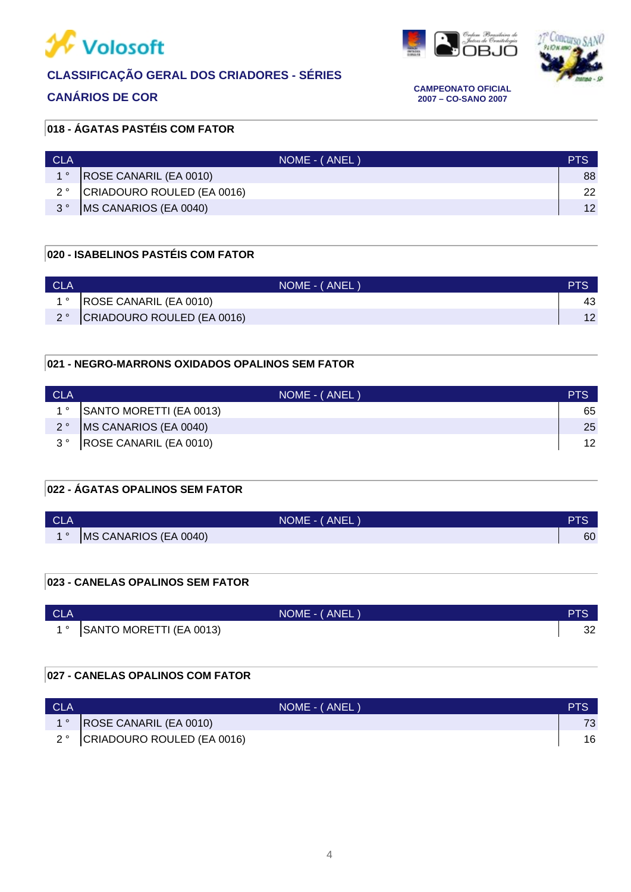# Volosoft

## CLASSIFICAÇÃO GERAL DOS CRIADORES - SÉRIES

## CANÁRIOS DE COR

**CAMPEONATO OFICIAL**
**2007 – CO-SANO 2007**

### 018 - ÁGATAS PASTÉIS COM FATOR

| CLA | NOME - ( ANEL ) | PTS |
|---|---|---|
| 1 ° | ROSE CANARIL (EA 0010) | 88 |
| 2 ° | CRIADOURO ROULED (EA 0016) | 22 |
| 3 ° | MS CANARIOS (EA 0040) | 12 |

### 020 - ISABELINOS PASTÉIS COM FATOR

| CLA | NOME - ( ANEL ) | PTS |
|---|---|---|
| 1 ° | ROSE CANARIL (EA 0010) | 43 |
| 2 ° | CRIADOURO ROULED (EA 0016) | 12 |

### 021 - NEGRO-MARRONS OXIDADOS OPALINOS SEM FATOR

| CLA | NOME - ( ANEL ) | PTS |
|---|---|---|
| 1 ° | SANTO MORETTI (EA 0013) | 65 |
| 2 ° | MS CANARIOS (EA 0040) | 25 |
| 3 ° | ROSE CANARIL (EA 0010) | 12 |

### 022 - ÁGATAS OPALINOS SEM FATOR

| CLA | NOME - ( ANEL ) | PTS |
|---|---|---|
| 1 ° | MS CANARIOS (EA 0040) | 60 |

### 023 - CANELAS OPALINOS SEM FATOR

| CLA | NOME - ( ANEL ) | PTS |
|---|---|---|
| 1 ° | SANTO MORETTI (EA 0013) | 32 |

### 027 - CANELAS OPALINOS COM FATOR

| CLA | NOME - ( ANEL ) | PTS |
|---|---|---|
| 1 ° | ROSE CANARIL (EA 0010) | 73 |
| 2 ° | CRIADOURO ROULED (EA 0016) | 16 |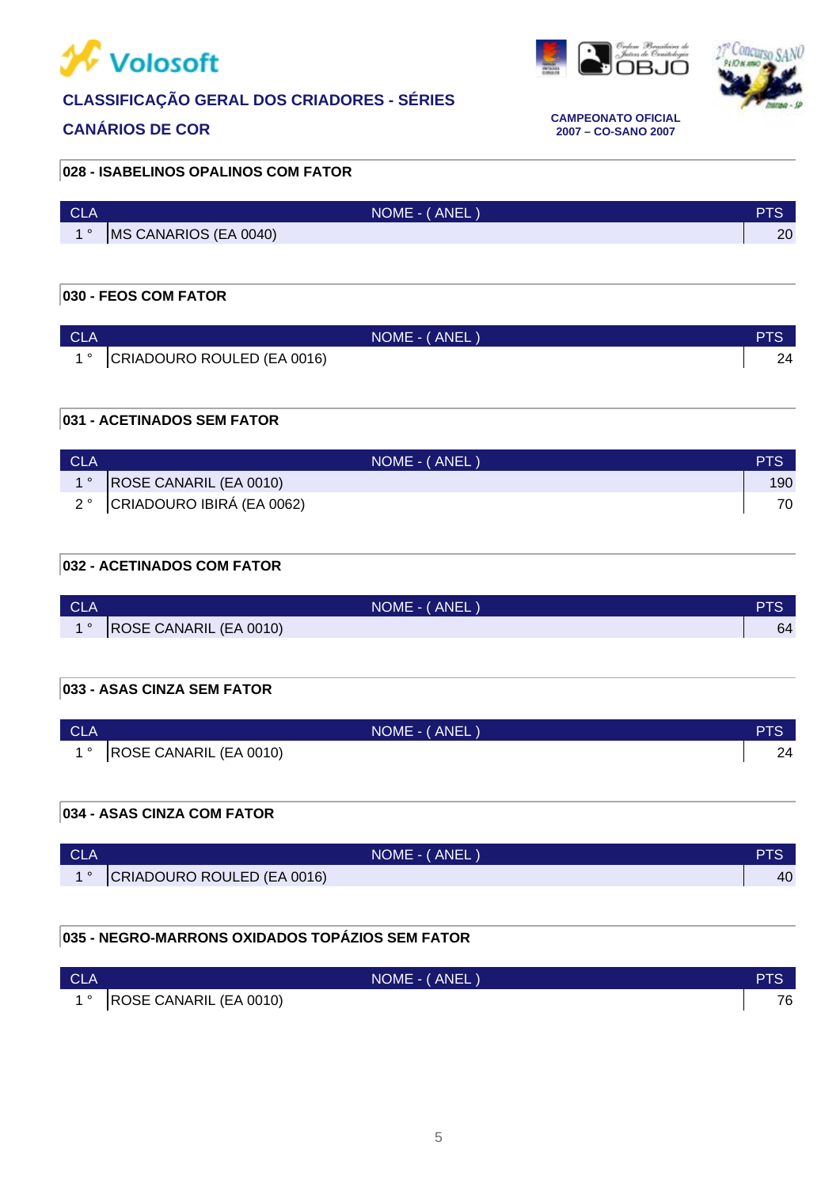**CLASSIFICAÇÃO GERAL DOS CRIADORES - SÉRIES**

**CANÁRIOS DE COR**

**CAMPEONATO OFICIAL**
**2007 – CO-SANO 2007**

### 028 - ISABELINOS OPALINOS COM FATOR

| CLA | NOME - ( ANEL ) | PTS |
|---|---|---|
| 1 ° | MS CANARIOS (EA 0040) | 20 |

### 030 - FEOS COM FATOR

| CLA | NOME - ( ANEL ) | PTS |
|---|---|---|
| 1 ° | CRIADOURO ROULED (EA 0016) | 24 |

### 031 - ACETINADOS SEM FATOR

| CLA | NOME - ( ANEL ) | PTS |
|---|---|---|
| 1 ° | ROSE CANARIL (EA 0010) | 190 |
| 2 ° | CRIADOURO IBIRÁ (EA 0062) | 70 |

### 032 - ACETINADOS COM FATOR

| CLA | NOME - ( ANEL ) | PTS |
|---|---|---|
| 1 ° | ROSE CANARIL (EA 0010) | 64 |

### 033 - ASAS CINZA SEM FATOR

| CLA | NOME - ( ANEL ) | PTS |
|---|---|---|
| 1 ° | ROSE CANARIL (EA 0010) | 24 |

### 034 - ASAS CINZA COM FATOR

| CLA | NOME - ( ANEL ) | PTS |
|---|---|---|
| 1 ° | CRIADOURO ROULED (EA 0016) | 40 |

### 035 - NEGRO-MARRONS OXIDADOS TOPÁZIOS SEM FATOR

| CLA | NOME - ( ANEL ) | PTS |
|---|---|---|
| 1 ° | ROSE CANARIL (EA 0010) | 76 |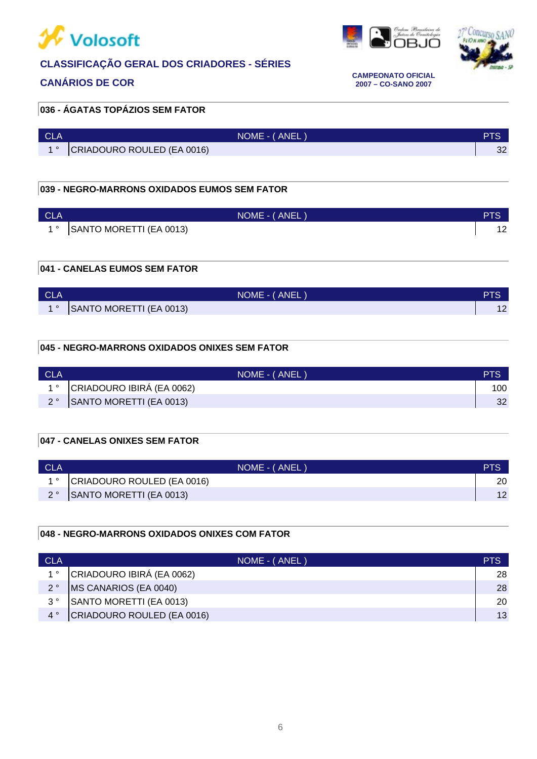# CLASSIFICAÇÃO GERAL DOS CRIADORES - SÉRIES

## CANÁRIOS DE COR

**CAMPEONATO OFICIAL**
**2007 – CO-SANO 2007**

### 036 - ÁGATAS TOPÁZIOS SEM FATOR

| CLA | NOME - ( ANEL ) | PTS |
|---|---|---|
| 1 ° | CRIADOURO ROULED (EA 0016) | 32 |

### 039 - NEGRO-MARRONS OXIDADOS EUMOS SEM FATOR

| CLA | NOME - ( ANEL ) | PTS |
|---|---|---|
| 1 ° | SANTO MORETTI (EA 0013) | 12 |

### 041 - CANELAS EUMOS SEM FATOR

| CLA | NOME - ( ANEL ) | PTS |
|---|---|---|
| 1 ° | SANTO MORETTI (EA 0013) | 12 |

### 045 - NEGRO-MARRONS OXIDADOS ONIXES SEM FATOR

| CLA | NOME - ( ANEL ) | PTS |
|---|---|---|
| 1 ° | CRIADOURO IBIRÁ (EA 0062) | 100 |
| 2 ° | SANTO MORETTI (EA 0013) | 32 |

### 047 - CANELAS ONIXES SEM FATOR

| CLA | NOME - ( ANEL ) | PTS |
|---|---|---|
| 1 ° | CRIADOURO ROULED (EA 0016) | 20 |
| 2 ° | SANTO MORETTI (EA 0013) | 12 |

### 048 - NEGRO-MARRONS OXIDADOS ONIXES COM FATOR

| CLA | NOME - ( ANEL ) | PTS |
|---|---|---|
| 1 ° | CRIADOURO IBIRÁ (EA 0062) | 28 |
| 2 ° | MS CANARIOS (EA 0040) | 28 |
| 3 ° | SANTO MORETTI (EA 0013) | 20 |
| 4 ° | CRIADOURO ROULED (EA 0016) | 13 |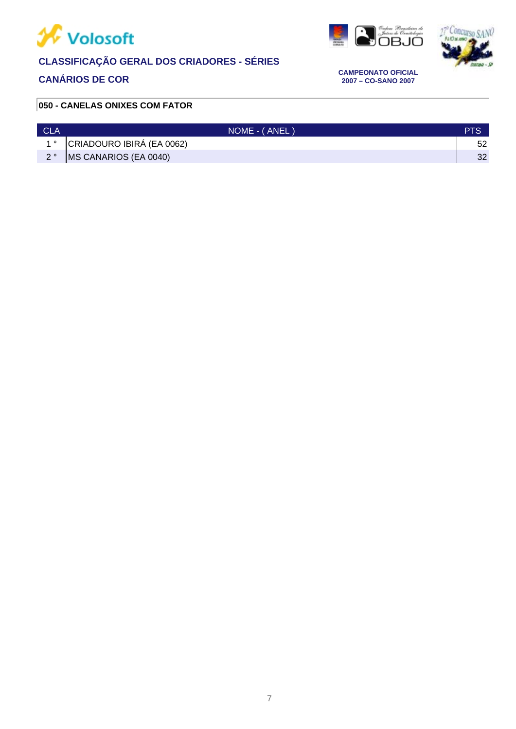## CLASSIFICAÇÃO GERAL DOS CRIADORES - SÉRIES

## CANÁRIOS DE COR

**CAMPEONATO OFICIAL**
**2007 – CO-SANO 2007**

### 050 - CANELAS ONIXES COM FATOR

| CLA | NOME - ( ANEL ) | PTS |
|---|---|---|
| 1 ° | CRIADOURO IBIRÁ (EA 0062) | 52 |
| 2 ° | MS CANARIOS (EA 0040) | 32 |